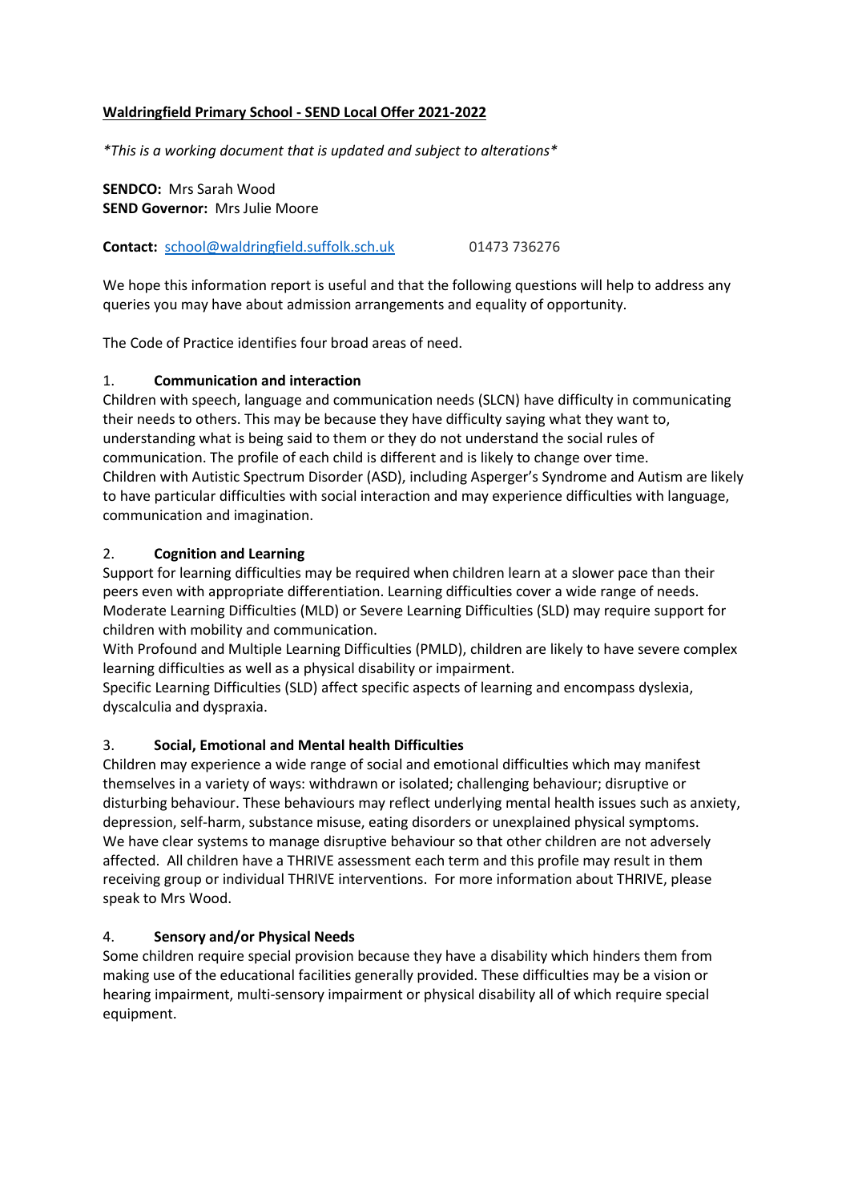**Waldringfield Primary School - SEND Local Offer 2021-2022**

*\*This is a working document that is updated and subject to alterations\**

**SENDCO:** Mrs Sarah Wood
**SEND Governor:** Mrs Julie Moore

**Contact:** school@waldringfield.suffolk.sch.uk 01473 736276

We hope this information report is useful and that the following questions will help to address any queries you may have about admission arrangements and equality of opportunity.

The Code of Practice identifies four broad areas of need.

1. **Communication and interaction**

Children with speech, language and communication needs (SLCN) have difficulty in communicating their needs to others. This may be because they have difficulty saying what they want to, understanding what is being said to them or they do not understand the social rules of communication. The profile of each child is different and is likely to change over time. Children with Autistic Spectrum Disorder (ASD), including Asperger's Syndrome and Autism are likely to have particular difficulties with social interaction and may experience difficulties with language, communication and imagination.

2. **Cognition and Learning**

Support for learning difficulties may be required when children learn at a slower pace than their peers even with appropriate differentiation. Learning difficulties cover a wide range of needs. Moderate Learning Difficulties (MLD) or Severe Learning Difficulties (SLD) may require support for children with mobility and communication.
With Profound and Multiple Learning Difficulties (PMLD), children are likely to have severe complex learning difficulties as well as a physical disability or impairment.
Specific Learning Difficulties (SLD) affect specific aspects of learning and encompass dyslexia, dyscalculia and dyspraxia.

3. **Social, Emotional and Mental health Difficulties**

Children may experience a wide range of social and emotional difficulties which may manifest themselves in a variety of ways: withdrawn or isolated; challenging behaviour; disruptive or disturbing behaviour. These behaviours may reflect underlying mental health issues such as anxiety, depression, self-harm, substance misuse, eating disorders or unexplained physical symptoms.
We have clear systems to manage disruptive behaviour so that other children are not adversely affected. All children have a THRIVE assessment each term and this profile may result in them receiving group or individual THRIVE interventions. For more information about THRIVE, please speak to Mrs Wood.

4. **Sensory and/or Physical Needs**

Some children require special provision because they have a disability which hinders them from making use of the educational facilities generally provided. These difficulties may be a vision or hearing impairment, multi-sensory impairment or physical disability all of which require special equipment.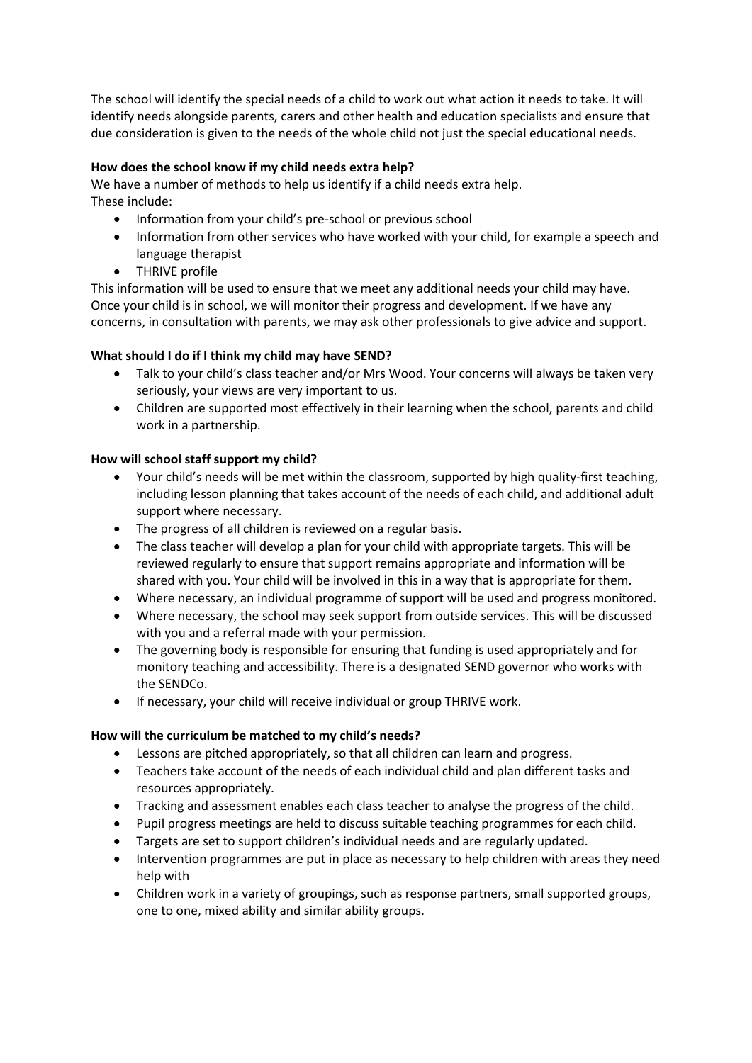The school will identify the special needs of a child to work out what action it needs to take. It will identify needs alongside parents, carers and other health and education specialists and ensure that due consideration is given to the needs of the whole child not just the special educational needs.

**How does the school know if my child needs extra help?**

We have a number of methods to help us identify if a child needs extra help.
These include:

- Information from your child's pre-school or previous school
- Information from other services who have worked with your child, for example a speech and language therapist
- THRIVE profile

This information will be used to ensure that we meet any additional needs your child may have. Once your child is in school, we will monitor their progress and development. If we have any concerns, in consultation with parents, we may ask other professionals to give advice and support.

**What should I do if I think my child may have SEND?**

- Talk to your child's class teacher and/or Mrs Wood. Your concerns will always be taken very seriously, your views are very important to us.
- Children are supported most effectively in their learning when the school, parents and child work in a partnership.

**How will school staff support my child?**

- Your child's needs will be met within the classroom, supported by high quality-first teaching, including lesson planning that takes account of the needs of each child, and additional adult support where necessary.
- The progress of all children is reviewed on a regular basis.
- The class teacher will develop a plan for your child with appropriate targets. This will be reviewed regularly to ensure that support remains appropriate and information will be shared with you. Your child will be involved in this in a way that is appropriate for them.
- Where necessary, an individual programme of support will be used and progress monitored.
- Where necessary, the school may seek support from outside services. This will be discussed with you and a referral made with your permission.
- The governing body is responsible for ensuring that funding is used appropriately and for monitory teaching and accessibility. There is a designated SEND governor who works with the SENDCo.
- If necessary, your child will receive individual or group THRIVE work.

**How will the curriculum be matched to my child's needs?**

- Lessons are pitched appropriately, so that all children can learn and progress.
- Teachers take account of the needs of each individual child and plan different tasks and resources appropriately.
- Tracking and assessment enables each class teacher to analyse the progress of the child.
- Pupil progress meetings are held to discuss suitable teaching programmes for each child.
- Targets are set to support children's individual needs and are regularly updated.
- Intervention programmes are put in place as necessary to help children with areas they need help with
- Children work in a variety of groupings, such as response partners, small supported groups, one to one, mixed ability and similar ability groups.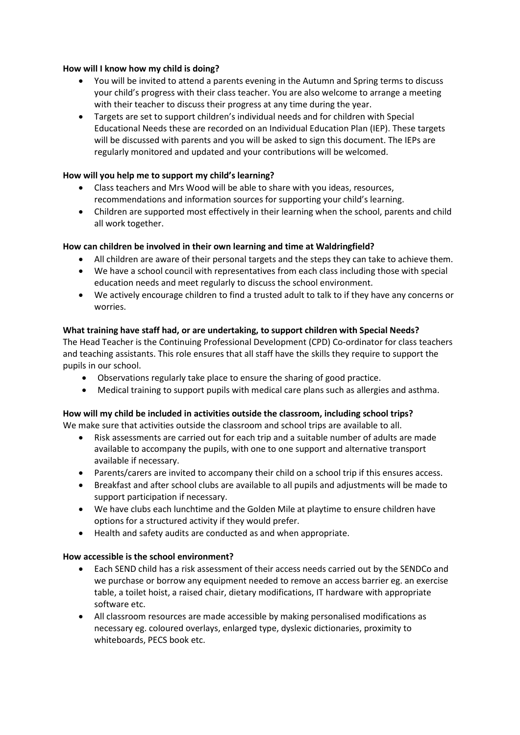**How will I know how my child is doing?**

- You will be invited to attend a parents evening in the Autumn and Spring terms to discuss your child's progress with their class teacher. You are also welcome to arrange a meeting with their teacher to discuss their progress at any time during the year.
- Targets are set to support children's individual needs and for children with Special Educational Needs these are recorded on an Individual Education Plan (IEP). These targets will be discussed with parents and you will be asked to sign this document. The IEPs are regularly monitored and updated and your contributions will be welcomed.

**How will you help me to support my child's learning?**

- Class teachers and Mrs Wood will be able to share with you ideas, resources, recommendations and information sources for supporting your child's learning.
- Children are supported most effectively in their learning when the school, parents and child all work together.

**How can children be involved in their own learning and time at Waldringfield?**

- All children are aware of their personal targets and the steps they can take to achieve them.
- We have a school council with representatives from each class including those with special education needs and meet regularly to discuss the school environment.
- We actively encourage children to find a trusted adult to talk to if they have any concerns or worries.

**What training have staff had, or are undertaking, to support children with Special Needs?**

The Head Teacher is the Continuing Professional Development (CPD) Co-ordinator for class teachers and teaching assistants. This role ensures that all staff have the skills they require to support the pupils in our school.

- Observations regularly take place to ensure the sharing of good practice.
- Medical training to support pupils with medical care plans such as allergies and asthma.

**How will my child be included in activities outside the classroom, including school trips?**

We make sure that activities outside the classroom and school trips are available to all.

- Risk assessments are carried out for each trip and a suitable number of adults are made available to accompany the pupils, with one to one support and alternative transport available if necessary.
- Parents/carers are invited to accompany their child on a school trip if this ensures access.
- Breakfast and after school clubs are available to all pupils and adjustments will be made to support participation if necessary.
- We have clubs each lunchtime and the Golden Mile at playtime to ensure children have options for a structured activity if they would prefer.
- Health and safety audits are conducted as and when appropriate.

**How accessible is the school environment?**

- Each SEND child has a risk assessment of their access needs carried out by the SENDCo and we purchase or borrow any equipment needed to remove an access barrier eg. an exercise table, a toilet hoist, a raised chair, dietary modifications, IT hardware with appropriate software etc.
- All classroom resources are made accessible by making personalised modifications as necessary eg. coloured overlays, enlarged type, dyslexic dictionaries, proximity to whiteboards, PECS book etc.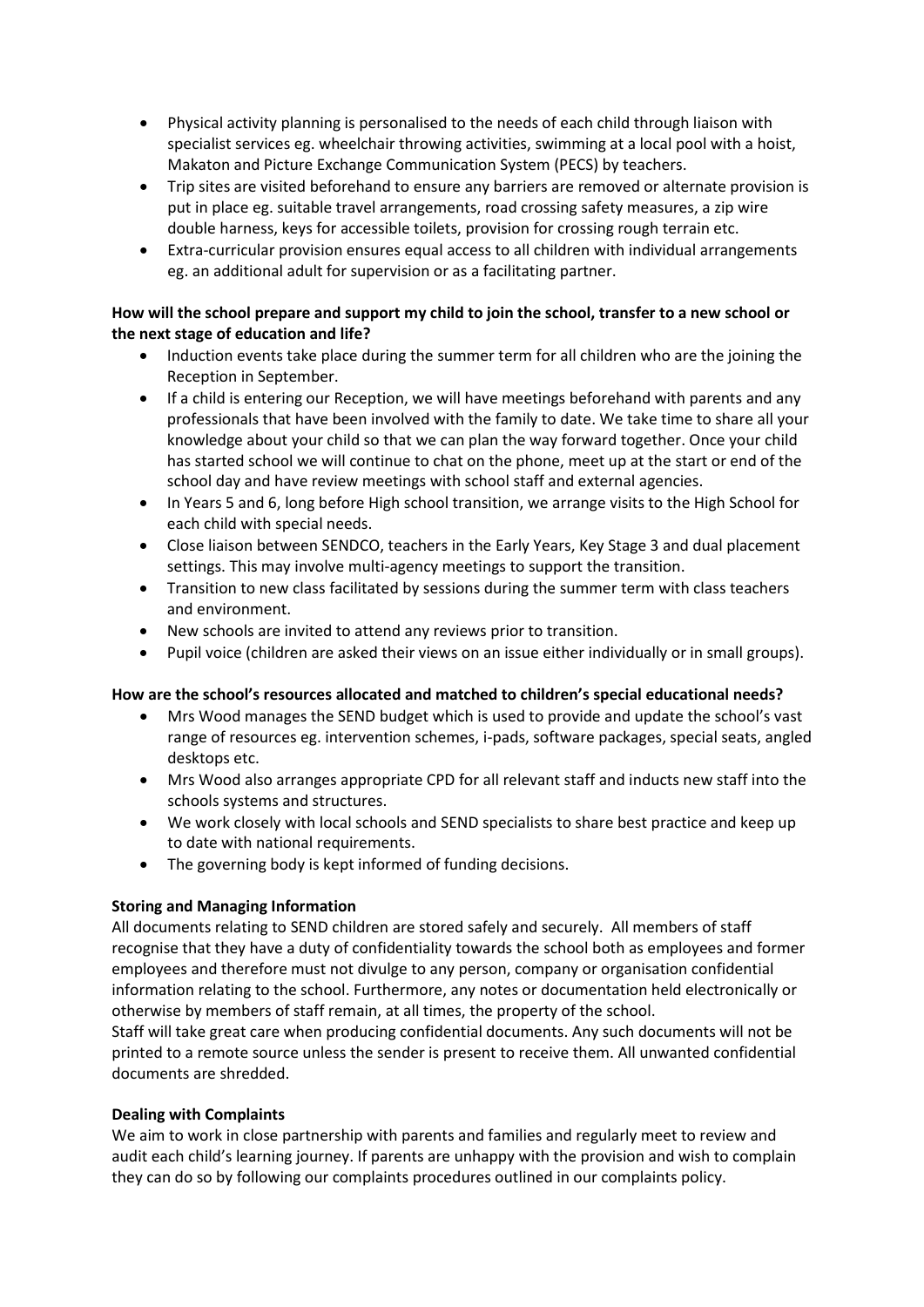- Physical activity planning is personalised to the needs of each child through liaison with specialist services eg. wheelchair throwing activities, swimming at a local pool with a hoist, Makaton and Picture Exchange Communication System (PECS) by teachers.
- Trip sites are visited beforehand to ensure any barriers are removed or alternate provision is put in place eg. suitable travel arrangements, road crossing safety measures, a zip wire double harness, keys for accessible toilets, provision for crossing rough terrain etc.
- Extra-curricular provision ensures equal access to all children with individual arrangements eg. an additional adult for supervision or as a facilitating partner.

**How will the school prepare and support my child to join the school, transfer to a new school or the next stage of education and life?**

- Induction events take place during the summer term for all children who are the joining the Reception in September.
- If a child is entering our Reception, we will have meetings beforehand with parents and any professionals that have been involved with the family to date. We take time to share all your knowledge about your child so that we can plan the way forward together. Once your child has started school we will continue to chat on the phone, meet up at the start or end of the school day and have review meetings with school staff and external agencies.
- In Years 5 and 6, long before High school transition, we arrange visits to the High School for each child with special needs.
- Close liaison between SENDCO, teachers in the Early Years, Key Stage 3 and dual placement settings. This may involve multi-agency meetings to support the transition.
- Transition to new class facilitated by sessions during the summer term with class teachers and environment.
- New schools are invited to attend any reviews prior to transition.
- Pupil voice (children are asked their views on an issue either individually or in small groups).

**How are the school's resources allocated and matched to children's special educational needs?**

- Mrs Wood manages the SEND budget which is used to provide and update the school's vast range of resources eg. intervention schemes, i-pads, software packages, special seats, angled desktops etc.
- Mrs Wood also arranges appropriate CPD for all relevant staff and inducts new staff into the schools systems and structures.
- We work closely with local schools and SEND specialists to share best practice and keep up to date with national requirements.
- The governing body is kept informed of funding decisions.

**Storing and Managing Information**

All documents relating to SEND children are stored safely and securely. All members of staff recognise that they have a duty of confidentiality towards the school both as employees and former employees and therefore must not divulge to any person, company or organisation confidential information relating to the school. Furthermore, any notes or documentation held electronically or otherwise by members of staff remain, at all times, the property of the school.

Staff will take great care when producing confidential documents. Any such documents will not be printed to a remote source unless the sender is present to receive them. All unwanted confidential documents are shredded.

**Dealing with Complaints**

We aim to work in close partnership with parents and families and regularly meet to review and audit each child's learning journey. If parents are unhappy with the provision and wish to complain they can do so by following our complaints procedures outlined in our complaints policy.